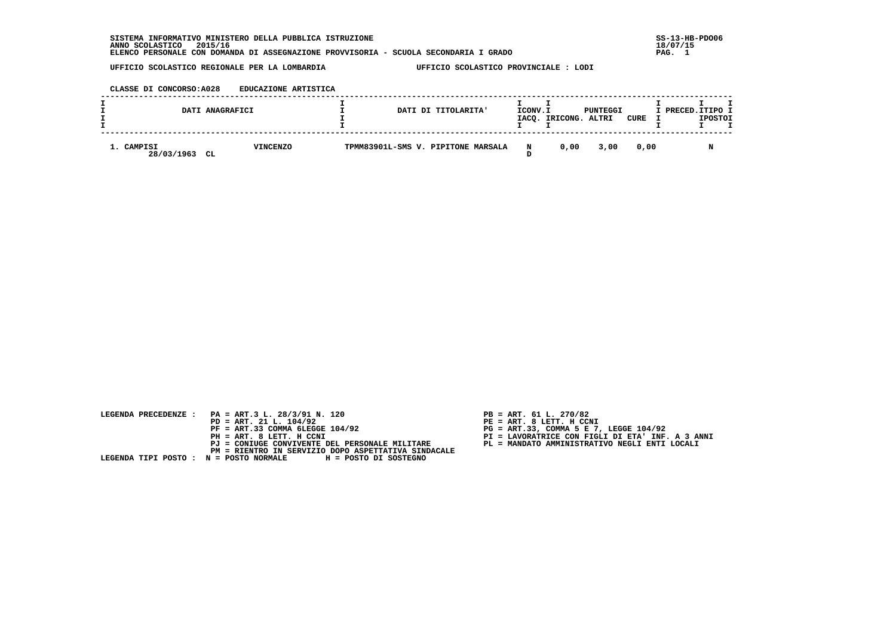SISTEMA INFORMATIVO MINISTERO DELLA PUBBLICA ISTRUZIONE
ANNO SCOLASTICO 2015/16
ELENCO PERSONALE CON DOMANDA DI ASSEGNAZIONE PROVVISORIA - SCUOLA SECONDARIA I GRADO

SS-13-HB-PDO06
18/07/15

UFFICIO SCOLASTICO REGIONALE PER LA LOMBARDIA UFFICIO SCOLASTICO PROVINCIALE : LODI

CLASSE DI CONCORSO:A028 EDUCAZIONE ARTISTICA

| DATI ANAGRAFICI | | DATI DI TITOLARITA' | ICONV. IACQ. | PUNTEGGI RICONG. | ALTRI | CURE | PRECED. | TIPO POSTO |
|---|---|---|---|---|---|---|---|---|
| 1. CAMPISI 28/03/1963 CL | VINCENZO | TPMM83901L-SMS V. PIPITONE MARSALA | N D | 0,00 | 3,00 | 0,00 | | N |

LEGENDA PRECEDENZE :
PA = ART.3 L. 28/3/91 N. 120
PB = ART. 61 L. 270/82
PD = ART. 21 L. 104/92
PE = ART. 8 LETT. H CCNI
PF = ART.33 COMMA 6LEGGE 104/92
PG = ART.33, COMMA 5 E 7, LEGGE 104/92
PH = ART. 8 LETT. H CCNI
PI = LAVORATRICE CON FIGLI DI ETA' INF. A 3 ANNI
PJ = CONIUGE CONVIVENTE DEL PERSONALE MILITARE
PL = MANDATO AMMINISTRATIVO NEGLI ENTI LOCALI
PM = RIENTRO IN SERVIZIO DOPO ASPETTATIVA SINDACALE

LEGENDA TIPI POSTO : N = POSTO NORMALE H = POSTO DI SOSTEGNO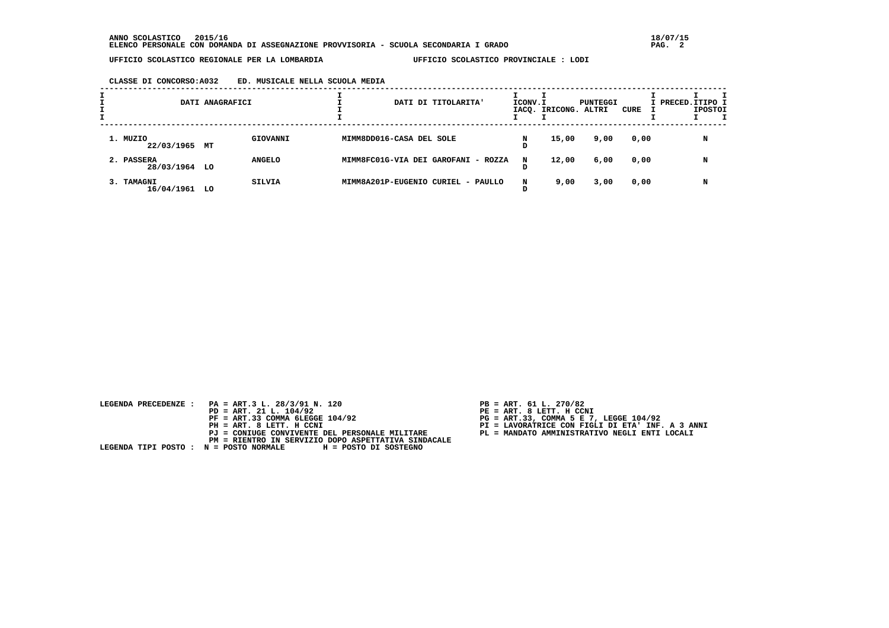**ANNO SCOLASTICO 2015/16**
**ELENCO PERSONALE CON DOMANDA DI ASSEGNAZIONE PROVVISORIA - SCUOLA SECONDARIA I GRADO**

**UFFICIO SCOLASTICO REGIONALE PER LA LOMBARDIA** — **UFFICIO SCOLASTICO PROVINCIALE : LODI**

**CLASSE DI CONCORSO:A032 ED. MUSICALE NELLA SCUOLA MEDIA**

| DATI ANAGRAFICI | | | DATI DI TITOLARITA' | ICONV. IACQ. | PUNTEGGI IRICONG. | ALTRI | CURE | PRECED. | TIPO POSTO |
|---|---|---|---|---|---|---|---|---|---|
| 1. MUZIO 22/03/1965 | MT | GIOVANNI | MIMM8DD016-CASA DEL SOLE | N D | 15,00 | 9,00 | 0,00 | | N |
| 2. PASSERA 28/03/1964 | LO | ANGELO | MIMM8FC01G-VIA DEI GAROFANI - ROZZA | N D | 12,00 | 6,00 | 0,00 | | N |
| 3. TAMAGNI 16/04/1961 | LO | SILVIA | MIMM8A201P-EUGENIO CURIEL - PAULLO | N D | 9,00 | 3,00 | 0,00 | | N |

LEGENDA PRECEDENZE :
- PA = ART.3 L. 28/3/91 N. 120
- PB = ART. 61 L. 270/82
- PD = ART. 21 L. 104/92
- PE = ART. 8 LETT. H CCNI
- PF = ART.33 COMMA 6LEGGE 104/92
- PG = ART.33, COMMA 5 E 7, LEGGE 104/92
- PH = ART. 8 LETT. H CCNI
- PI = LAVORATRICE CON FIGLI DI ETA' INF. A 3 ANNI
- PJ = CONIUGE CONVIVENTE DEL PERSONALE MILITARE
- PL = MANDATO AMMINISTRATIVO NEGLI ENTI LOCALI
- PM = RIENTRO IN SERVIZIO DOPO ASPETTATIVA SINDACALE

LEGENDA TIPI POSTO : N = POSTO NORMALE H = POSTO DI SOSTEGNO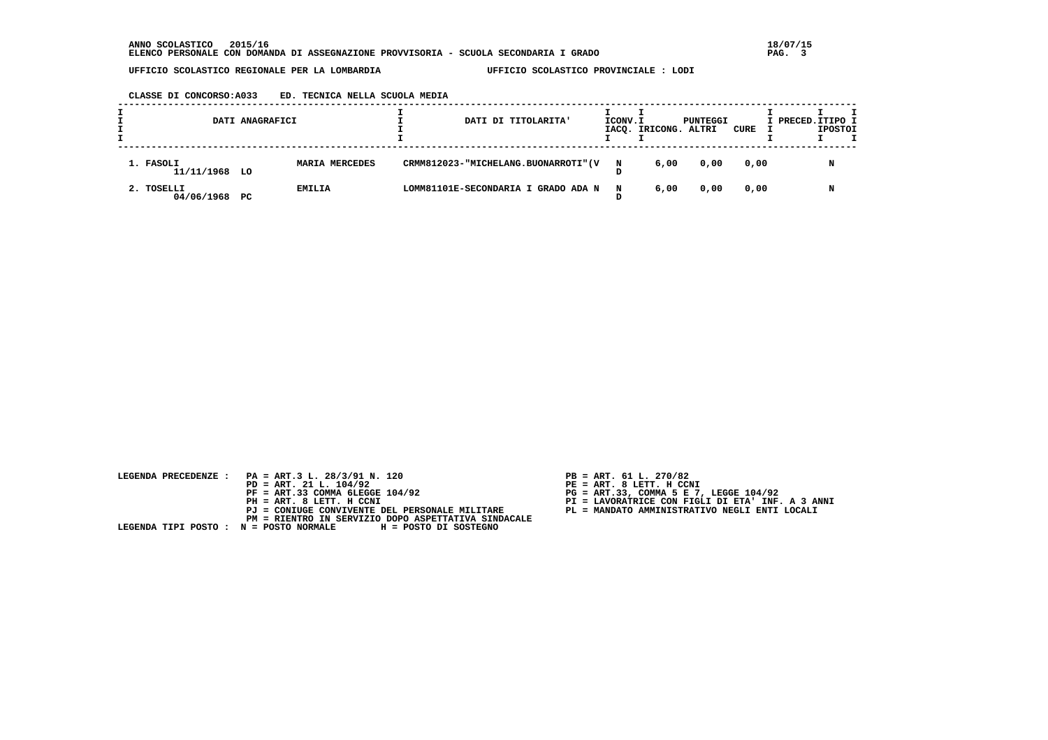**ANNO SCOLASTICO 2015/16**
**ELENCO PERSONALE CON DOMANDA DI ASSEGNAZIONE PROVVISORIA - SCUOLA SECONDARIA I GRADO**

18/07/15

**UFFICIO SCOLASTICO REGIONALE PER LA LOMBARDIA** — **UFFICIO SCOLASTICO PROVINCIALE : LODI**

**CLASSE DI CONCORSO:A033 ED. TECNICA NELLA SCUOLA MEDIA**

| DATI ANAGRAFICI | | | DATI DI TITOLARITA' | ICONV. IACQ. | PUNTEGGI RICONG. | ALTRI | CURE | PRECED. | TIPO POSTO |
|---|---|---|---|---|---|---|---|---|---|
| 1. FASOLI 11/11/1968 | LO | MARIA MERCEDES | CRMM812023-"MICHELANG.BUONARROTI"(V | N D | 6,00 | 0,00 | 0,00 | | N |
| 2. TOSELLI 04/06/1968 | PC | EMILIA | LOMM81101E-SECONDARIA I GRADO ADA N | N D | 6,00 | 0,00 | 0,00 | | N |

LEGENDA PRECEDENZE :
- PA = ART.3 L. 28/3/91 N. 120
- PB = ART. 61 L. 270/82
- PD = ART. 21 L. 104/92
- PE = ART. 8 LETT. H CCNI
- PF = ART.33 COMMA 6LEGGE 104/92
- PG = ART.33, COMMA 5 E 7, LEGGE 104/92
- PH = ART. 8 LETT. H CCNI
- PI = LAVORATRICE CON FIGLI DI ETA' INF. A 3 ANNI
- PJ = CONIUGE CONVIVENTE DEL PERSONALE MILITARE
- PL = MANDATO AMMINISTRATIVO NEGLI ENTI LOCALI
- PM = RIENTRO IN SERVIZIO DOPO ASPETTATIVA SINDACALE

LEGENDA TIPI POSTO : N = POSTO NORMALE H = POSTO DI SOSTEGNO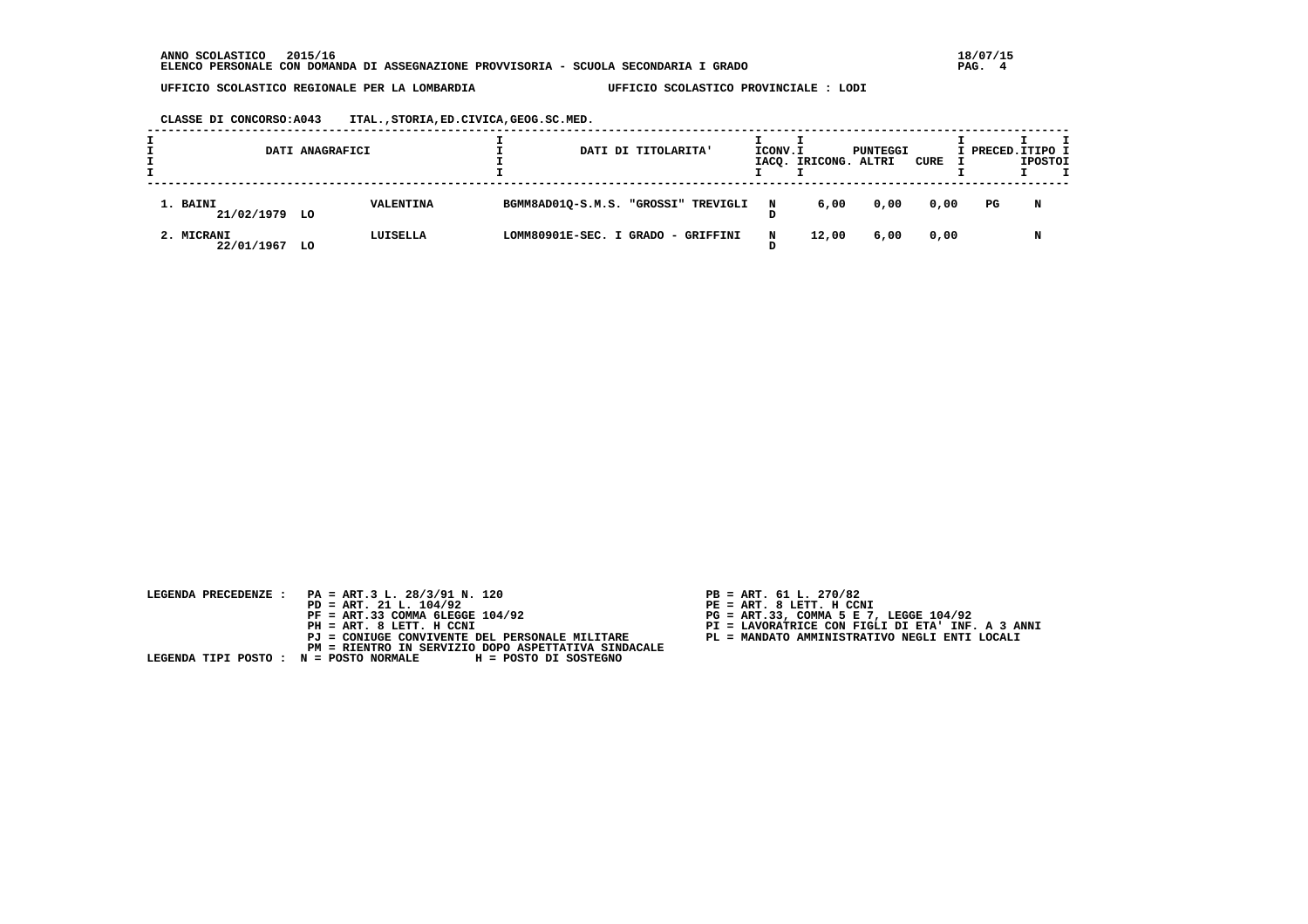**ANNO SCOLASTICO 2015/16**
**ELENCO PERSONALE CON DOMANDA DI ASSEGNAZIONE PROVVISORIA - SCUOLA SECONDARIA I GRADO**

**UFFICIO SCOLASTICO REGIONALE PER LA LOMBARDIA** — **UFFICIO SCOLASTICO PROVINCIALE : LODI**

**CLASSE DI CONCORSO:A043 ITAL.,STORIA,ED.CIVICA,GEOG.SC.MED.**

| DATI ANAGRAFICI | | | DATI DI TITOLARITA' | ICONV. IACQ. | PUNTEGGI RICONG. | PUNTEGGI ALTRI | CURE | PRECED. | TIPO POSTO |
|---|---|---|---|---|---|---|---|---|---|
| 1. BAINI 21/02/1979 | LO | VALENTINA | BGMM8AD01Q-S.M.S. "GROSSI" TREVIGLI | N D | 6,00 | 0,00 | 0,00 | PG | N |
| 2. MICRANI 22/01/1967 | LO | LUISELLA | LOMM80901E-SEC. I GRADO - GRIFFINI | N D | 12,00 | 6,00 | 0,00 | | N |

LEGENDA PRECEDENZE :
- PA = ART.3 L. 28/3/91 N. 120
- PB = ART. 61 L. 270/82
- PD = ART. 21 L. 104/92
- PE = ART. 8 LETT. H CCNI
- PF = ART.33 COMMA 6LEGGE 104/92
- PG = ART.33, COMMA 5 E 7, LEGGE 104/92
- PH = ART. 8 LETT. H CCNI
- PI = LAVORATRICE CON FIGLI DI ETA' INF. A 3 ANNI
- PJ = CONIUGE CONVIVENTE DEL PERSONALE MILITARE
- PL = MANDATO AMMINISTRATIVO NEGLI ENTI LOCALI
- PM = RIENTRO IN SERVIZIO DOPO ASPETTATIVA SINDACALE

LEGENDA TIPI POSTO : N = POSTO NORMALE H = POSTO DI SOSTEGNO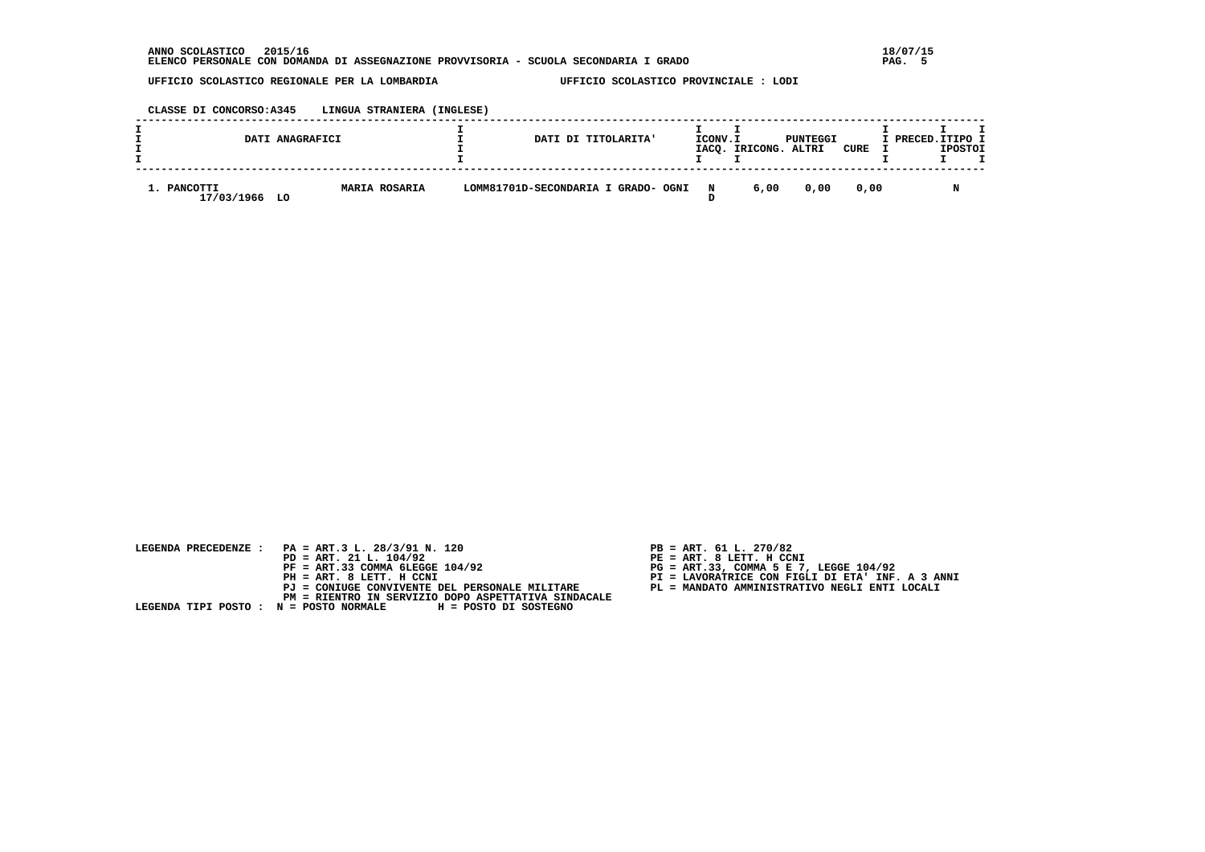**ANNO SCOLASTICO 2015/16**
**ELENCO PERSONALE CON DOMANDA DI ASSEGNAZIONE PROVVISORIA - SCUOLA SECONDARIA I GRADO**

18/07/15

**UFFICIO SCOLASTICO REGIONALE PER LA LOMBARDIA** — **UFFICIO SCOLASTICO PROVINCIALE : LODI**

**CLASSE DI CONCORSO:A345 LINGUA STRANIERA (INGLESE)**

| DATI ANAGRAFICI | | DATI DI TITOLARITA' | CONV. ACQ. | PUNTEGGI RICONG. | ALTRI | CURE | PRECED. | TIPO POSTO |
|---|---|---|---|---|---|---|---|---|
| 1. PANCOTTI 17/03/1966 LO | MARIA ROSARIA | LOMM81701D-SECONDARIA I GRADO- OGNI | N D | 6,00 | 0,00 | 0,00 | | N |

LEGENDA PRECEDENZE :
- PA = ART.3 L. 28/3/91 N. 120
- PB = ART. 61 L. 270/82
- PD = ART. 21 L. 104/92
- PE = ART. 8 LETT. H CCNI
- PF = ART.33 COMMA 6LEGGE 104/92
- PG = ART.33, COMMA 5 E 7, LEGGE 104/92
- PH = ART. 8 LETT. H CCNI
- PI = LAVORATRICE CON FIGLI DI ETA' INF. A 3 ANNI
- PJ = CONIUGE CONVIVENTE DEL PERSONALE MILITARE
- PL = MANDATO AMMINISTRATIVO NEGLI ENTI LOCALI
- PM = RIENTRO IN SERVIZIO DOPO ASPETTATIVA SINDACALE

LEGENDA TIPI POSTO : N = POSTO NORMALE H = POSTO DI SOSTEGNO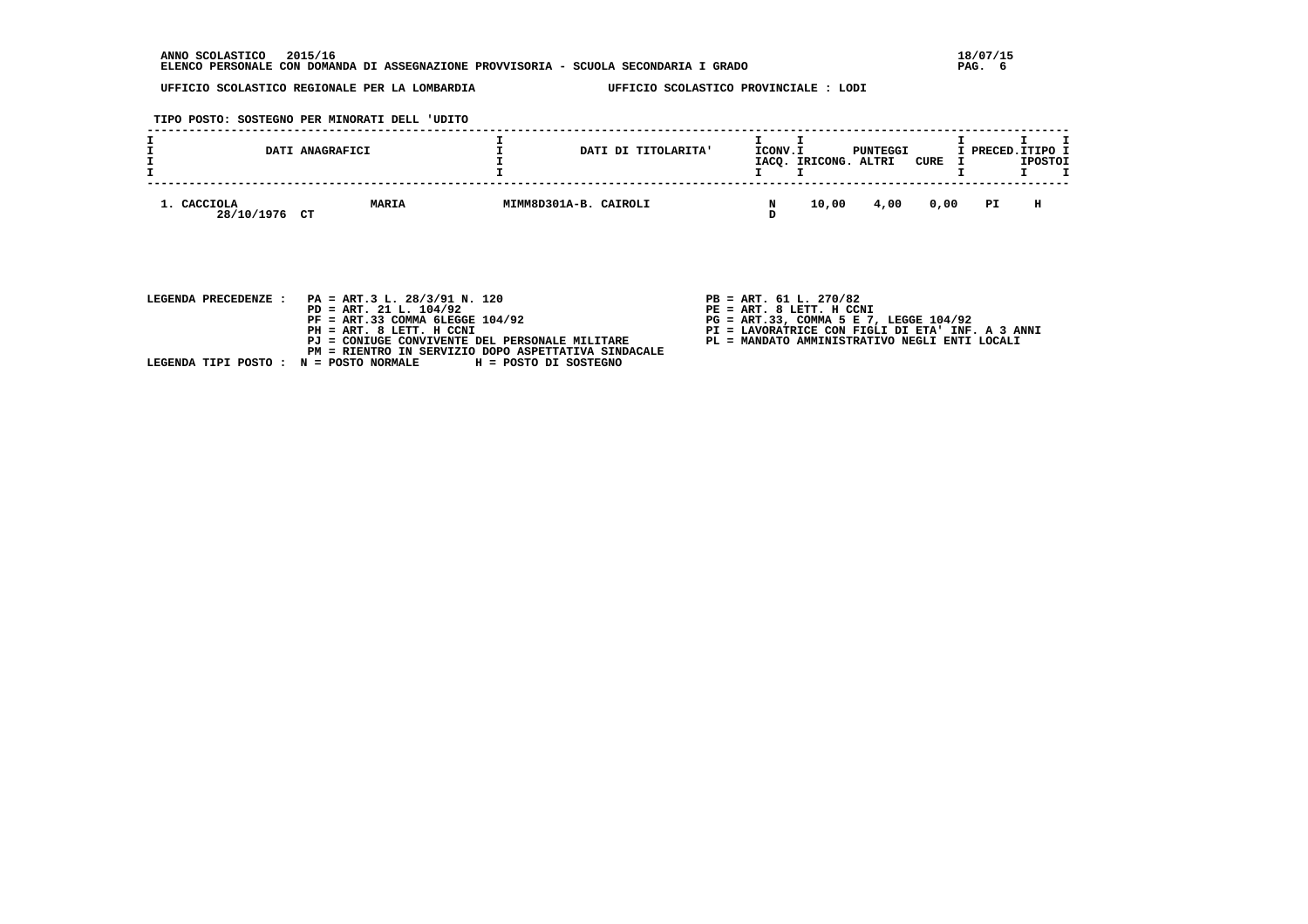ANNO SCOLASTICO 2015/16

ELENCO PERSONALE CON DOMANDA DI ASSEGNAZIONE PROVVISORIA - SCUOLA SECONDARIA I GRADO

UFFICIO SCOLASTICO REGIONALE PER LA LOMBARDIA UFFICIO SCOLASTICO PROVINCIALE : LODI

TIPO POSTO: SOSTEGNO PER MINORATI DELL 'UDITO

| DATI ANAGRAFICI | | DATI DI TITOLARITA' | ICONV. IACQ. | PUNTEGGI IRICONG. | ALTRI | CURE | PRECED. | TIPO POSTO |
|---|---|---|---|---|---|---|---|---|
| 1. CACCIOLA 28/10/1976 CT | MARIA | MIMM8D301A-B. CAIROLI | N D | 10,00 | 4,00 | 0,00 | PI | H |

LEGENDA PRECEDENZE :
- PA = ART.3 L. 28/3/91 N. 120
- PB = ART. 61 L. 270/82
- PD = ART. 21 L. 104/92
- PE = ART. 8 LETT. H CCNI
- PF = ART.33 COMMA 6LEGGE 104/92
- PG = ART.33, COMMA 5 E 7, LEGGE 104/92
- PH = ART. 8 LETT. H CCNI
- PI = LAVORATRICE CON FIGLI DI ETA' INF. A 3 ANNI
- PJ = CONIUGE CONVIVENTE DEL PERSONALE MILITARE
- PL = MANDATO AMMINISTRATIVO NEGLI ENTI LOCALI
- PM = RIENTRO IN SERVIZIO DOPO ASPETTATIVA SINDACALE

LEGENDA TIPI POSTO : N = POSTO NORMALE H = POSTO DI SOSTEGNO